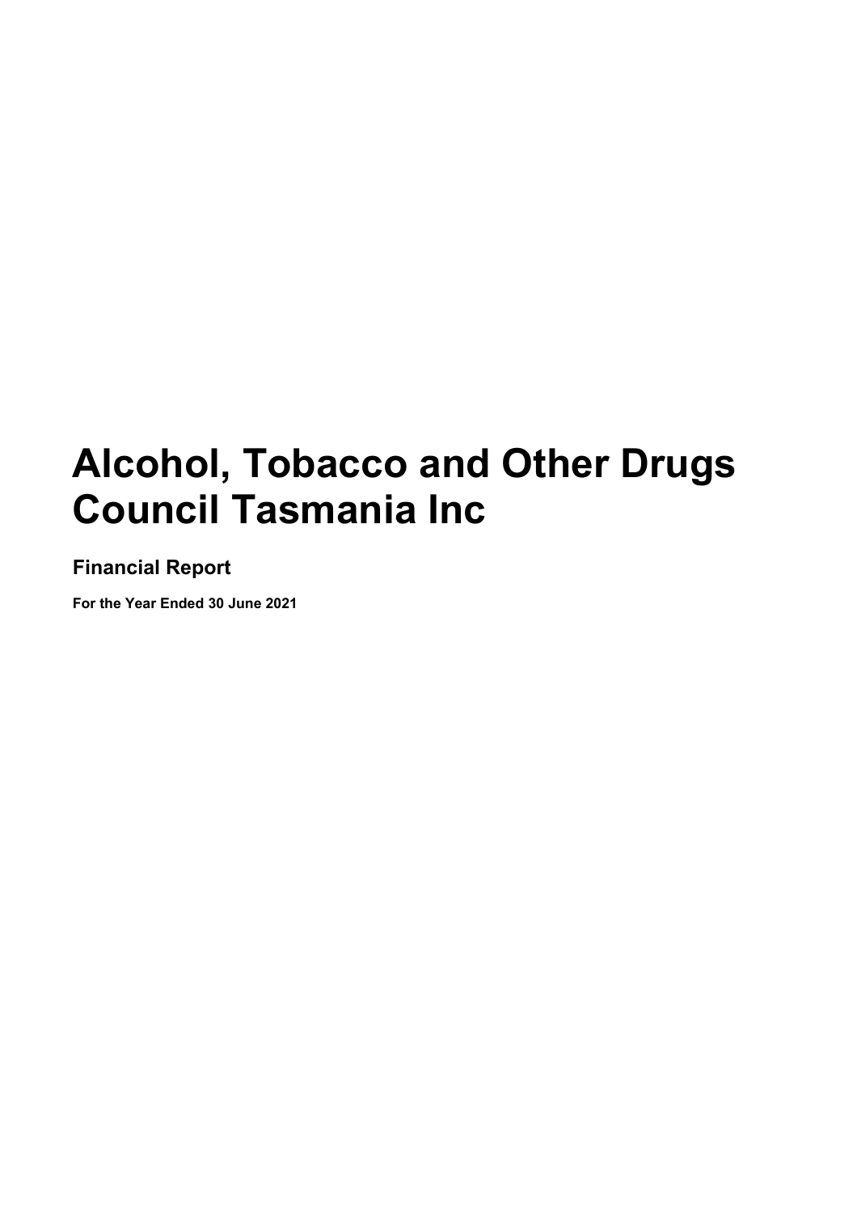# Alcohol, Tobacco and Other Drugs Council Tasmania Inc

## Financial Report

**For the Year Ended 30 June 2021**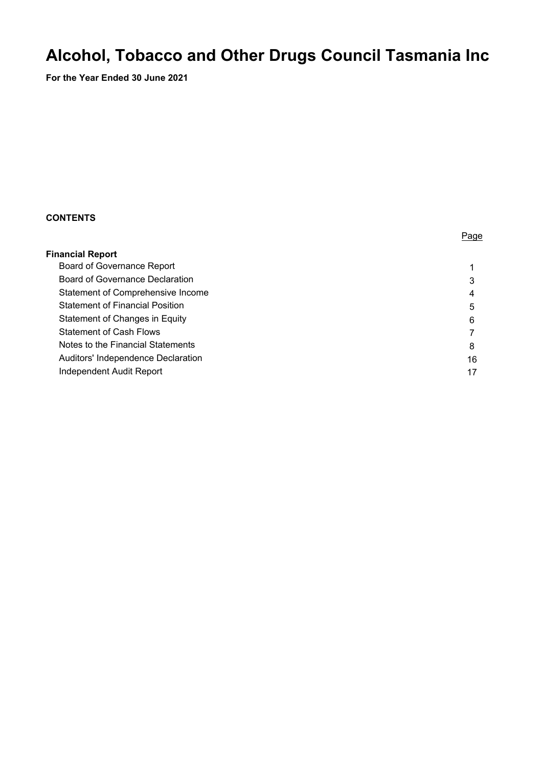# Alcohol, Tobacco and Other Drugs Council Tasmania Inc

**For the Year Ended 30 June 2021**

**CONTENTS**

| | Page |
|---|---|
| **Financial Report** | |
| Board of Governance Report | 1 |
| Board of Governance Declaration | 3 |
| Statement of Comprehensive Income | 4 |
| Statement of Financial Position | 5 |
| Statement of Changes in Equity | 6 |
| Statement of Cash Flows | 7 |
| Notes to the Financial Statements | 8 |
| Auditors' Independence Declaration | 16 |
| Independent Audit Report | 17 |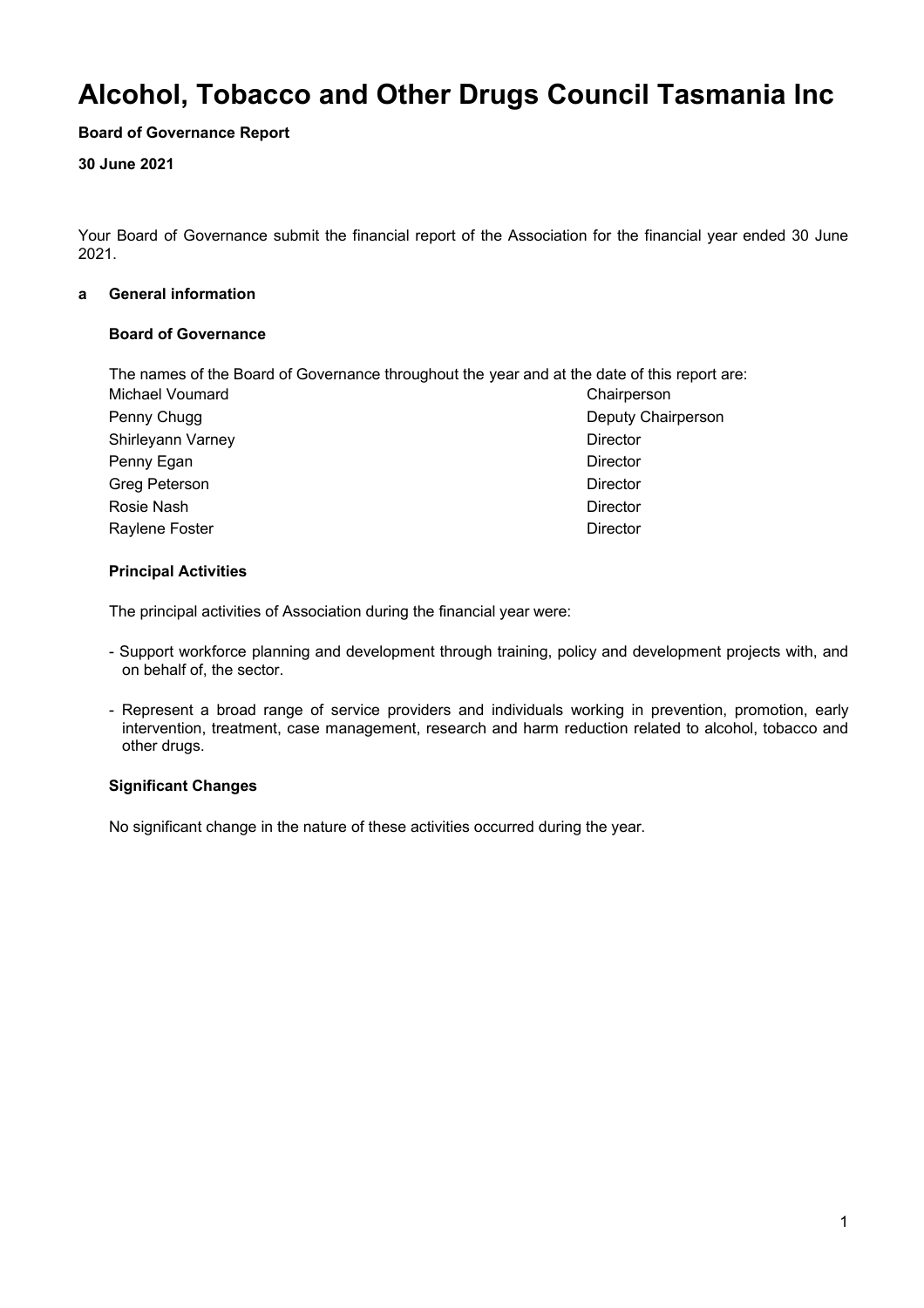# Alcohol, Tobacco and Other Drugs Council Tasmania Inc

**Board of Governance Report**

**30 June 2021**

Your Board of Governance submit the financial report of the Association for the financial year ended 30 June 2021.

**a General information**

**Board of Governance**

The names of the Board of Governance throughout the year and at the date of this report are:

| | |
|---|---|
| Michael Voumard | Chairperson |
| Penny Chugg | Deputy Chairperson |
| Shirleyann Varney | Director |
| Penny Egan | Director |
| Greg Peterson | Director |
| Rosie Nash | Director |
| Raylene Foster | Director |

**Principal Activities**

The principal activities of Association during the financial year were:

- Support workforce planning and development through training, policy and development projects with, and on behalf of, the sector.
- Represent a broad range of service providers and individuals working in prevention, promotion, early intervention, treatment, case management, research and harm reduction related to alcohol, tobacco and other drugs.

**Significant Changes**

No significant change in the nature of these activities occurred during the year.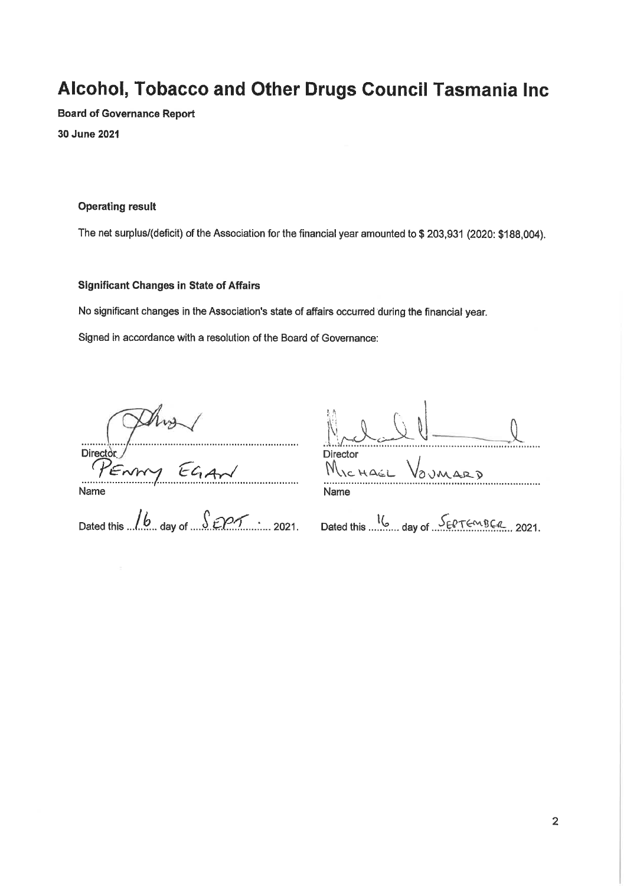# Alcohol, Tobacco and Other Drugs Council Tasmania Inc

**Board of Governance Report**

**30 June 2021**

### Operating result

The net surplus/(deficit) of the Association for the financial year amounted to $ 203,931 (2020: $188,004).

### Significant Changes in State of Affairs

No significant changes in the Association's state of affairs occurred during the financial year.

Signed in accordance with a resolution of the Board of Governance:

| | |
|---|---|
| Director | Director |
| PENNY EGAN | MICHAEL VOUMARD |
| Name | Name |
| Dated this 16 day of SEPT. 2021. | Dated this 16 day of SEPTEMBER 2021. |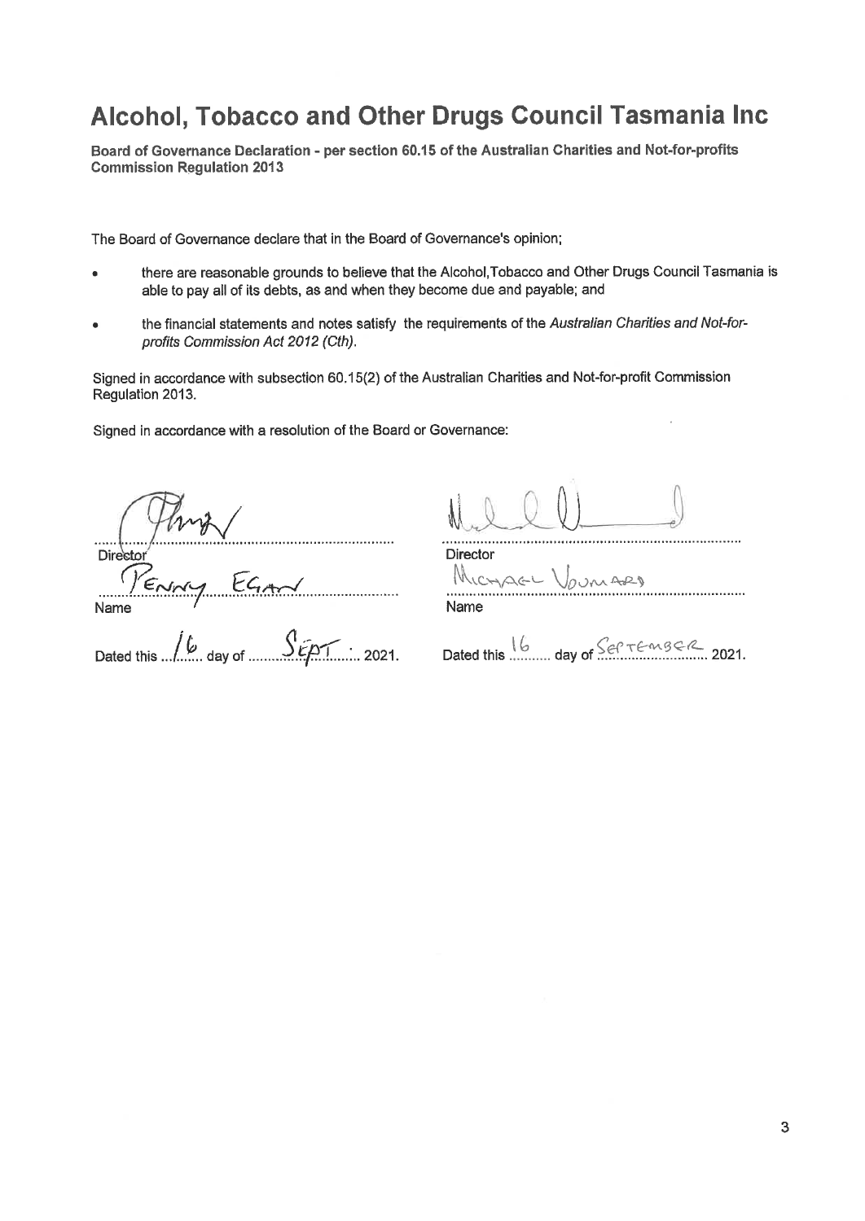# Alcohol, Tobacco and Other Drugs Council Tasmania Inc

**Board of Governance Declaration - per section 60.15 of the Australian Charities and Not-for-profits Commission Regulation 2013**

The Board of Governance declare that in the Board of Governance's opinion;

- there are reasonable grounds to believe that the Alcohol,Tobacco and Other Drugs Council Tasmania is able to pay all of its debts, as and when they become due and payable; and
- the financial statements and notes satisfy the requirements of the *Australian Charities and Not-for-profits Commission Act 2012 (Cth)*.

Signed in accordance with subsection 60.15(2) of the Australian Charities and Not-for-profit Commission Regulation 2013.

Signed in accordance with a resolution of the Board or Governance:

Director
Name: Penny Egan
Dated this 16 day of Sept 2021.

Director
Name: Michael Voumard
Dated this 16 day of September 2021.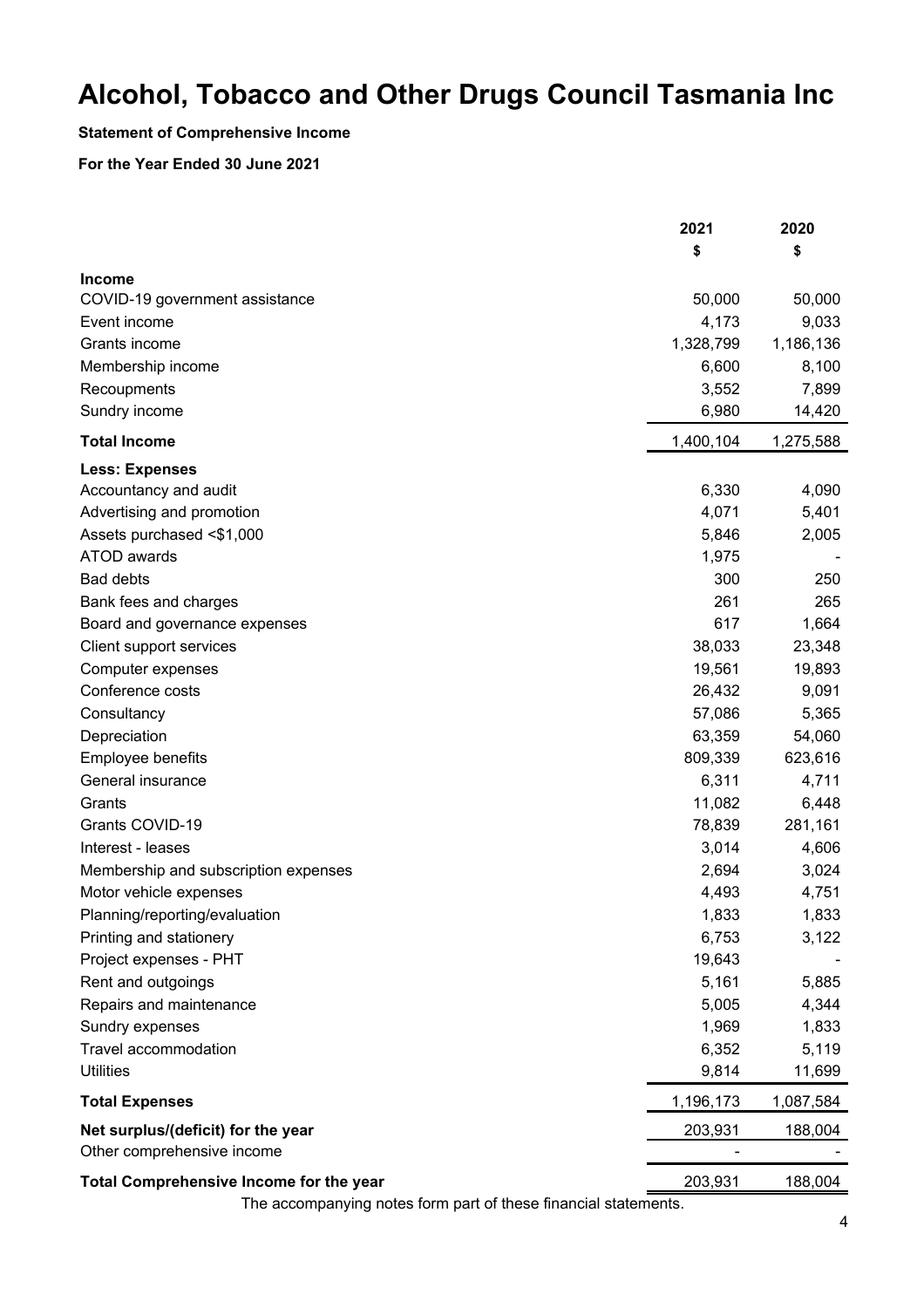# Alcohol, Tobacco and Other Drugs Council Tasmania Inc

**Statement of Comprehensive Income**

**For the Year Ended 30 June 2021**

| | 2021 | 2020 |
|---|---|---|
| | $ | $ |
| **Income** | | |
| COVID-19 government assistance | 50,000 | 50,000 |
| Event income | 4,173 | 9,033 |
| Grants income | 1,328,799 | 1,186,136 |
| Membership income | 6,600 | 8,100 |
| Recoupments | 3,552 | 7,899 |
| Sundry income | 6,980 | 14,420 |
| **Total Income** | 1,400,104 | 1,275,588 |
| **Less: Expenses** | | |
| Accountancy and audit | 6,330 | 4,090 |
| Advertising and promotion | 4,071 | 5,401 |
| Assets purchased <$1,000 | 5,846 | 2,005 |
| ATOD awards | 1,975 | - |
| Bad debts | 300 | 250 |
| Bank fees and charges | 261 | 265 |
| Board and governance expenses | 617 | 1,664 |
| Client support services | 38,033 | 23,348 |
| Computer expenses | 19,561 | 19,893 |
| Conference costs | 26,432 | 9,091 |
| Consultancy | 57,086 | 5,365 |
| Depreciation | 63,359 | 54,060 |
| Employee benefits | 809,339 | 623,616 |
| General insurance | 6,311 | 4,711 |
| Grants | 11,082 | 6,448 |
| Grants COVID-19 | 78,839 | 281,161 |
| Interest - leases | 3,014 | 4,606 |
| Membership and subscription expenses | 2,694 | 3,024 |
| Motor vehicle expenses | 4,493 | 4,751 |
| Planning/reporting/evaluation | 1,833 | 1,833 |
| Printing and stationery | 6,753 | 3,122 |
| Project expenses - PHT | 19,643 | - |
| Rent and outgoings | 5,161 | 5,885 |
| Repairs and maintenance | 5,005 | 4,344 |
| Sundry expenses | 1,969 | 1,833 |
| Travel accommodation | 6,352 | 5,119 |
| Utilities | 9,814 | 11,699 |
| **Total Expenses** | 1,196,173 | 1,087,584 |
| **Net surplus/(deficit) for the year** | 203,931 | 188,004 |
| Other comprehensive income | - | - |
| **Total Comprehensive Income for the year** | 203,931 | 188,004 |

The accompanying notes form part of these financial statements.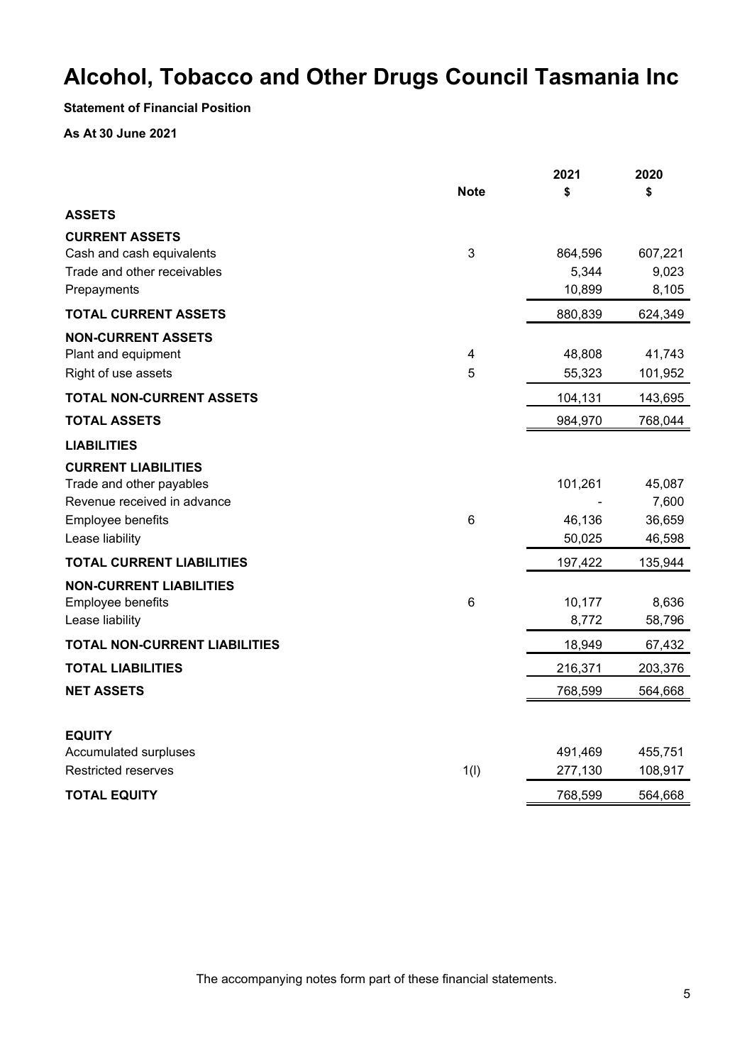# Alcohol, Tobacco and Other Drugs Council Tasmania Inc

**Statement of Financial Position**

**As At 30 June 2021**

| | Note | 2021<br>$ | 2020<br>$ |
|---|---|---|---|
| **ASSETS** | | | |
| **CURRENT ASSETS** | | | |
| Cash and cash equivalents | 3 | 864,596 | 607,221 |
| Trade and other receivables | | 5,344 | 9,023 |
| Prepayments | | 10,899 | 8,105 |
| **TOTAL CURRENT ASSETS** | | 880,839 | 624,349 |
| **NON-CURRENT ASSETS** | | | |
| Plant and equipment | 4 | 48,808 | 41,743 |
| Right of use assets | 5 | 55,323 | 101,952 |
| **TOTAL NON-CURRENT ASSETS** | | 104,131 | 143,695 |
| **TOTAL ASSETS** | | 984,970 | 768,044 |
| **LIABILITIES** | | | |
| **CURRENT LIABILITIES** | | | |
| Trade and other payables | | 101,261 | 45,087 |
| Revenue received in advance | | - | 7,600 |
| Employee benefits | 6 | 46,136 | 36,659 |
| Lease liability | | 50,025 | 46,598 |
| **TOTAL CURRENT LIABILITIES** | | 197,422 | 135,944 |
| **NON-CURRENT LIABILITIES** | | | |
| Employee benefits | 6 | 10,177 | 8,636 |
| Lease liability | | 8,772 | 58,796 |
| **TOTAL NON-CURRENT LIABILITIES** | | 18,949 | 67,432 |
| **TOTAL LIABILITIES** | | 216,371 | 203,376 |
| **NET ASSETS** | | 768,599 | 564,668 |
| | | | |
| **EQUITY** | | | |
| Accumulated surpluses | | 491,469 | 455,751 |
| Restricted reserves | 1(l) | 277,130 | 108,917 |
| **TOTAL EQUITY** | | 768,599 | 564,668 |

The accompanying notes form part of these financial statements.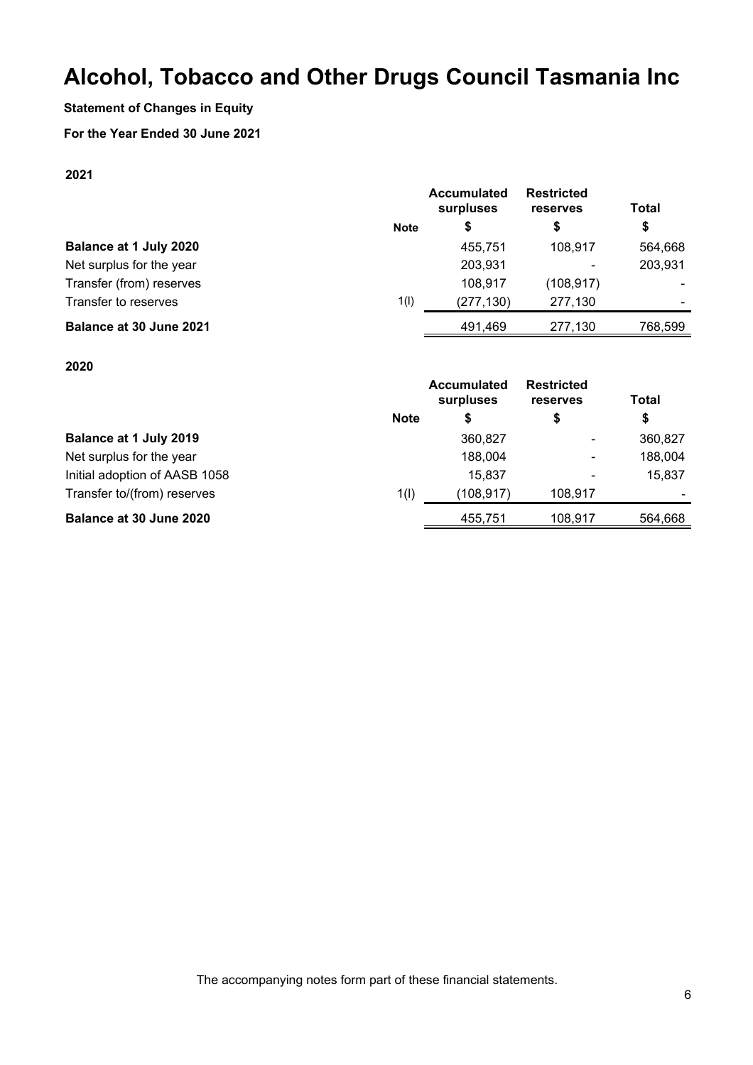# Alcohol, Tobacco and Other Drugs Council Tasmania Inc

**Statement of Changes in Equity**

**For the Year Ended 30 June 2021**

**2021**

| | Note | Accumulated surpluses $ | Restricted reserves $ | Total $ |
|---|---|---|---|---|
| **Balance at 1 July 2020** | | 455,751 | 108,917 | 564,668 |
| Net surplus for the year | | 203,931 | - | 203,931 |
| Transfer (from) reserves | | 108,917 | (108,917) | - |
| Transfer to reserves | 1(l) | (277,130) | 277,130 | - |
| **Balance at 30 June 2021** | | 491,469 | 277,130 | 768,599 |

**2020**

| | Note | Accumulated surpluses $ | Restricted reserves $ | Total $ |
|---|---|---|---|---|
| **Balance at 1 July 2019** | | 360,827 | - | 360,827 |
| Net surplus for the year | | 188,004 | - | 188,004 |
| Initial adoption of AASB 1058 | | 15,837 | - | 15,837 |
| Transfer to/(from) reserves | 1(l) | (108,917) | 108,917 | - |
| **Balance at 30 June 2020** | | 455,751 | 108,917 | 564,668 |

The accompanying notes form part of these financial statements.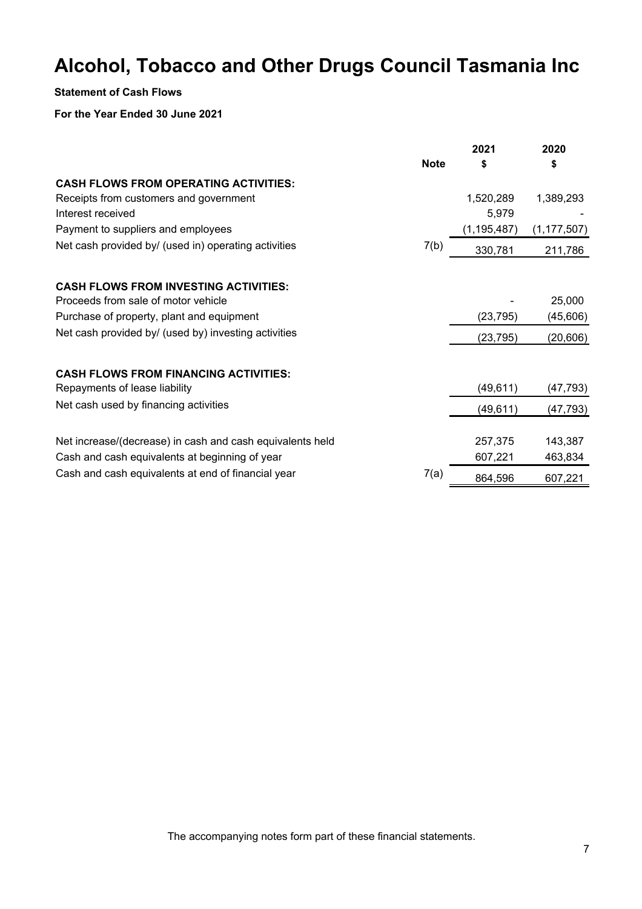# Alcohol, Tobacco and Other Drugs Council Tasmania Inc

**Statement of Cash Flows**

**For the Year Ended 30 June 2021**

| | Note | 2021<br>$ | 2020<br>$ |
|---|---|---|---|
| **CASH FLOWS FROM OPERATING ACTIVITIES:** | | | |
| Receipts from customers and government | | 1,520,289 | 1,389,293 |
| Interest received | | 5,979 | - |
| Payment to suppliers and employees | | (1,195,487) | (1,177,507) |
| Net cash provided by/ (used in) operating activities | 7(b) | 330,781 | 211,786 |
| | | | |
| **CASH FLOWS FROM INVESTING ACTIVITIES:** | | | |
| Proceeds from sale of motor vehicle | | - | 25,000 |
| Purchase of property, plant and equipment | | (23,795) | (45,606) |
| Net cash provided by/ (used by) investing activities | | (23,795) | (20,606) |
| | | | |
| **CASH FLOWS FROM FINANCING ACTIVITIES:** | | | |
| Repayments of lease liability | | (49,611) | (47,793) |
| Net cash used by financing activities | | (49,611) | (47,793) |
| | | | |
| Net increase/(decrease) in cash and cash equivalents held | | 257,375 | 143,387 |
| Cash and cash equivalents at beginning of year | | 607,221 | 463,834 |
| Cash and cash equivalents at end of financial year | 7(a) | 864,596 | 607,221 |

The accompanying notes form part of these financial statements.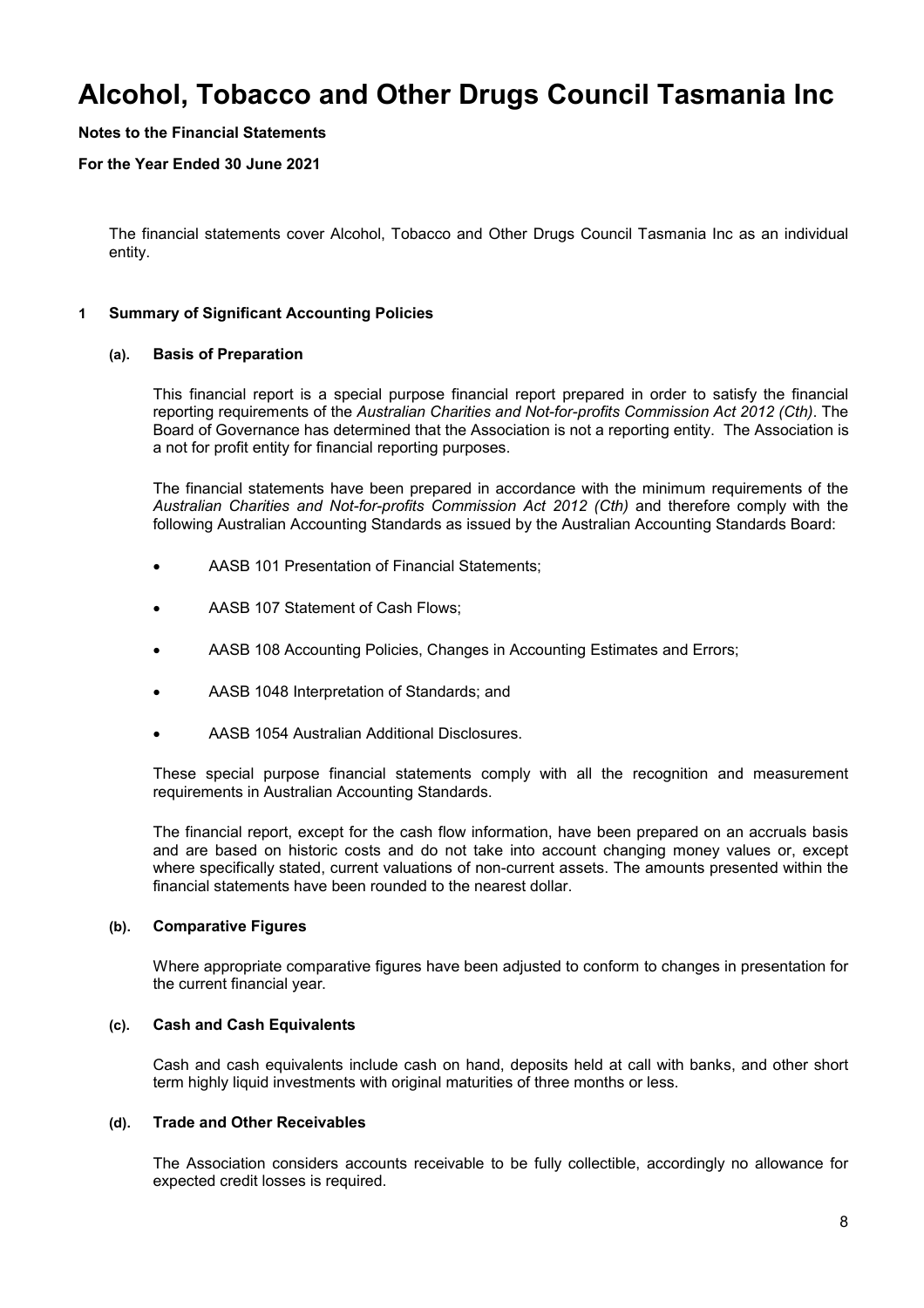# Alcohol, Tobacco and Other Drugs Council Tasmania Inc

**Notes to the Financial Statements**

**For the Year Ended 30 June 2021**

The financial statements cover Alcohol, Tobacco and Other Drugs Council Tasmania Inc as an individual entity.

## 1 Summary of Significant Accounting Policies

### (a). Basis of Preparation

This financial report is a special purpose financial report prepared in order to satisfy the financial reporting requirements of the *Australian Charities and Not-for-profits Commission Act 2012 (Cth)*. The Board of Governance has determined that the Association is not a reporting entity. The Association is a not for profit entity for financial reporting purposes.

The financial statements have been prepared in accordance with the minimum requirements of the *Australian Charities and Not-for-profits Commission Act 2012 (Cth)* and therefore comply with the following Australian Accounting Standards as issued by the Australian Accounting Standards Board:

- AASB 101 Presentation of Financial Statements;
- AASB 107 Statement of Cash Flows;
- AASB 108 Accounting Policies, Changes in Accounting Estimates and Errors;
- AASB 1048 Interpretation of Standards; and
- AASB 1054 Australian Additional Disclosures.

These special purpose financial statements comply with all the recognition and measurement requirements in Australian Accounting Standards.

The financial report, except for the cash flow information, have been prepared on an accruals basis and are based on historic costs and do not take into account changing money values or, except where specifically stated, current valuations of non-current assets. The amounts presented within the financial statements have been rounded to the nearest dollar.

### (b). Comparative Figures

Where appropriate comparative figures have been adjusted to conform to changes in presentation for the current financial year.

### (c). Cash and Cash Equivalents

Cash and cash equivalents include cash on hand, deposits held at call with banks, and other short term highly liquid investments with original maturities of three months or less.

### (d). Trade and Other Receivables

The Association considers accounts receivable to be fully collectible, accordingly no allowance for expected credit losses is required.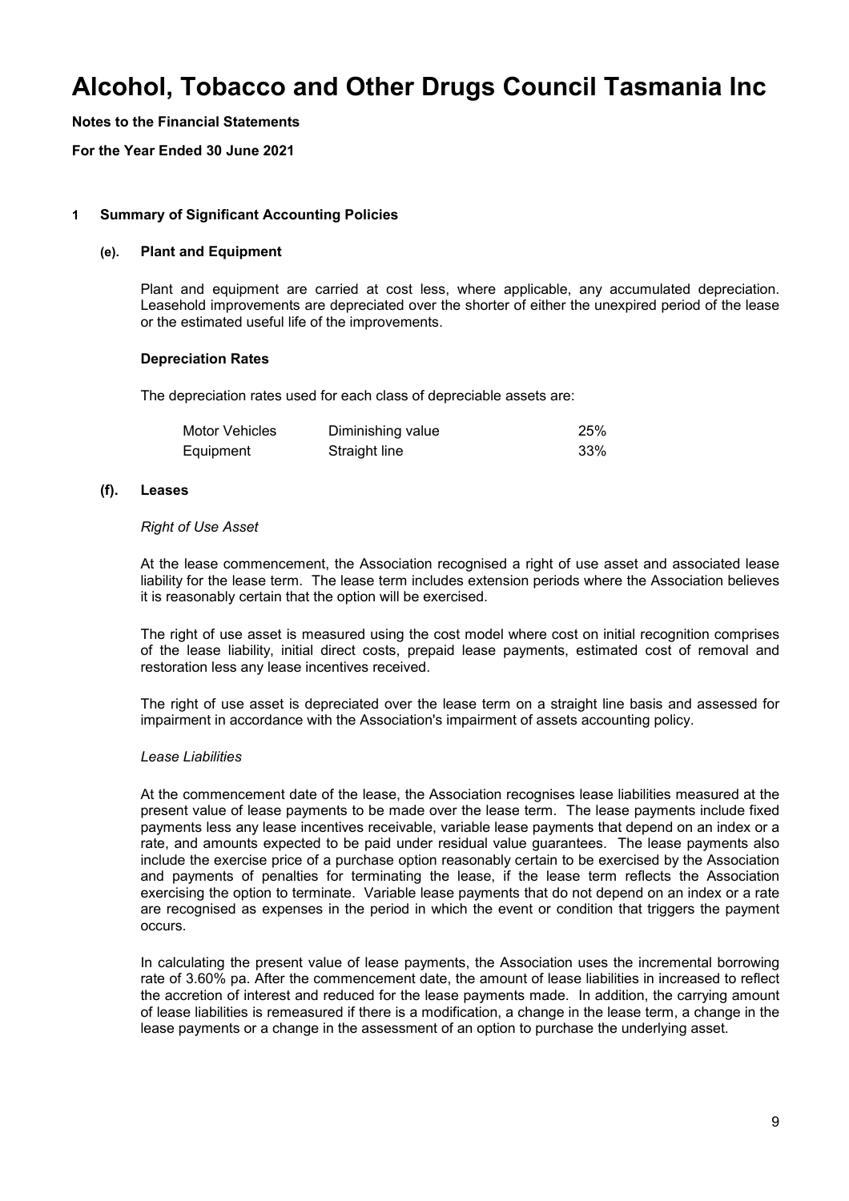# Alcohol, Tobacco and Other Drugs Council Tasmania Inc

**Notes to the Financial Statements**

**For the Year Ended 30 June 2021**

## 1 Summary of Significant Accounting Policies

### (e). Plant and Equipment

Plant and equipment are carried at cost less, where applicable, any accumulated depreciation. Leasehold improvements are depreciated over the shorter of either the unexpired period of the lease or the estimated useful life of the improvements.

#### Depreciation Rates

The depreciation rates used for each class of depreciable assets are:

| | | |
|---|---|---|
| Motor Vehicles | Diminishing value | 25% |
| Equipment | Straight line | 33% |

### (f). Leases

*Right of Use Asset*

At the lease commencement, the Association recognised a right of use asset and associated lease liability for the lease term. The lease term includes extension periods where the Association believes it is reasonably certain that the option will be exercised.

The right of use asset is measured using the cost model where cost on initial recognition comprises of the lease liability, initial direct costs, prepaid lease payments, estimated cost of removal and restoration less any lease incentives received.

The right of use asset is depreciated over the lease term on a straight line basis and assessed for impairment in accordance with the Association's impairment of assets accounting policy.

*Lease Liabilities*

At the commencement date of the lease, the Association recognises lease liabilities measured at the present value of lease payments to be made over the lease term. The lease payments include fixed payments less any lease incentives receivable, variable lease payments that depend on an index or a rate, and amounts expected to be paid under residual value guarantees. The lease payments also include the exercise price of a purchase option reasonably certain to be exercised by the Association and payments of penalties for terminating the lease, if the lease term reflects the Association exercising the option to terminate. Variable lease payments that do not depend on an index or a rate are recognised as expenses in the period in which the event or condition that triggers the payment occurs.

In calculating the present value of lease payments, the Association uses the incremental borrowing rate of 3.60% pa. After the commencement date, the amount of lease liabilities in increased to reflect the accretion of interest and reduced for the lease payments made. In addition, the carrying amount of lease liabilities is remeasured if there is a modification, a change in the lease term, a change in the lease payments or a change in the assessment of an option to purchase the underlying asset.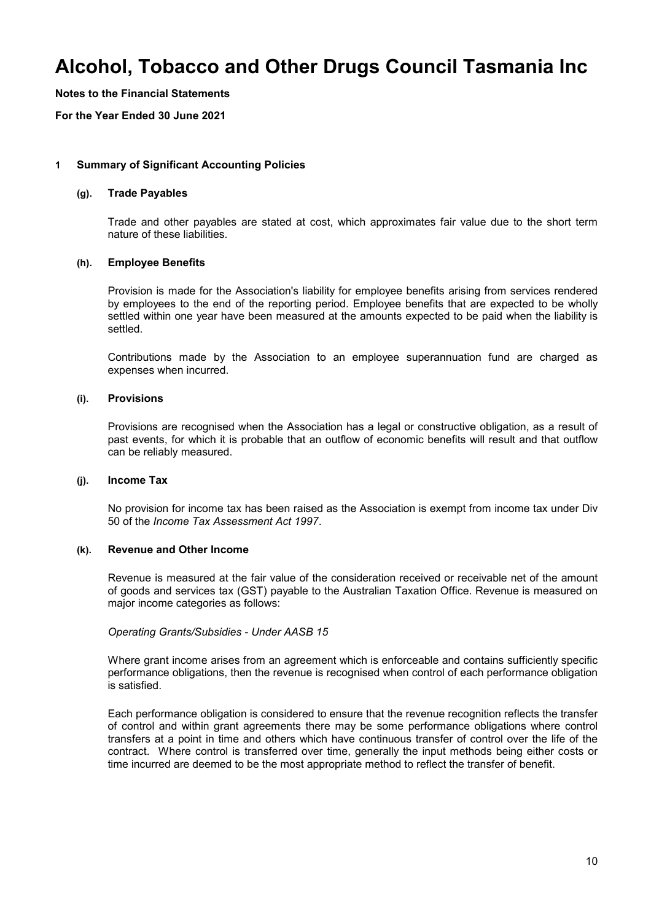# Alcohol, Tobacco and Other Drugs Council Tasmania Inc

**Notes to the Financial Statements**

**For the Year Ended 30 June 2021**

## 1 Summary of Significant Accounting Policies

### (g). Trade Payables

Trade and other payables are stated at cost, which approximates fair value due to the short term nature of these liabilities.

### (h). Employee Benefits

Provision is made for the Association's liability for employee benefits arising from services rendered by employees to the end of the reporting period. Employee benefits that are expected to be wholly settled within one year have been measured at the amounts expected to be paid when the liability is settled.

Contributions made by the Association to an employee superannuation fund are charged as expenses when incurred.

### (i). Provisions

Provisions are recognised when the Association has a legal or constructive obligation, as a result of past events, for which it is probable that an outflow of economic benefits will result and that outflow can be reliably measured.

### (j). Income Tax

No provision for income tax has been raised as the Association is exempt from income tax under Div 50 of the *Income Tax Assessment Act 1997*.

### (k). Revenue and Other Income

Revenue is measured at the fair value of the consideration received or receivable net of the amount of goods and services tax (GST) payable to the Australian Taxation Office. Revenue is measured on major income categories as follows:

*Operating Grants/Subsidies - Under AASB 15*

Where grant income arises from an agreement which is enforceable and contains sufficiently specific performance obligations, then the revenue is recognised when control of each performance obligation is satisfied.

Each performance obligation is considered to ensure that the revenue recognition reflects the transfer of control and within grant agreements there may be some performance obligations where control transfers at a point in time and others which have continuous transfer of control over the life of the contract. Where control is transferred over time, generally the input methods being either costs or time incurred are deemed to be the most appropriate method to reflect the transfer of benefit.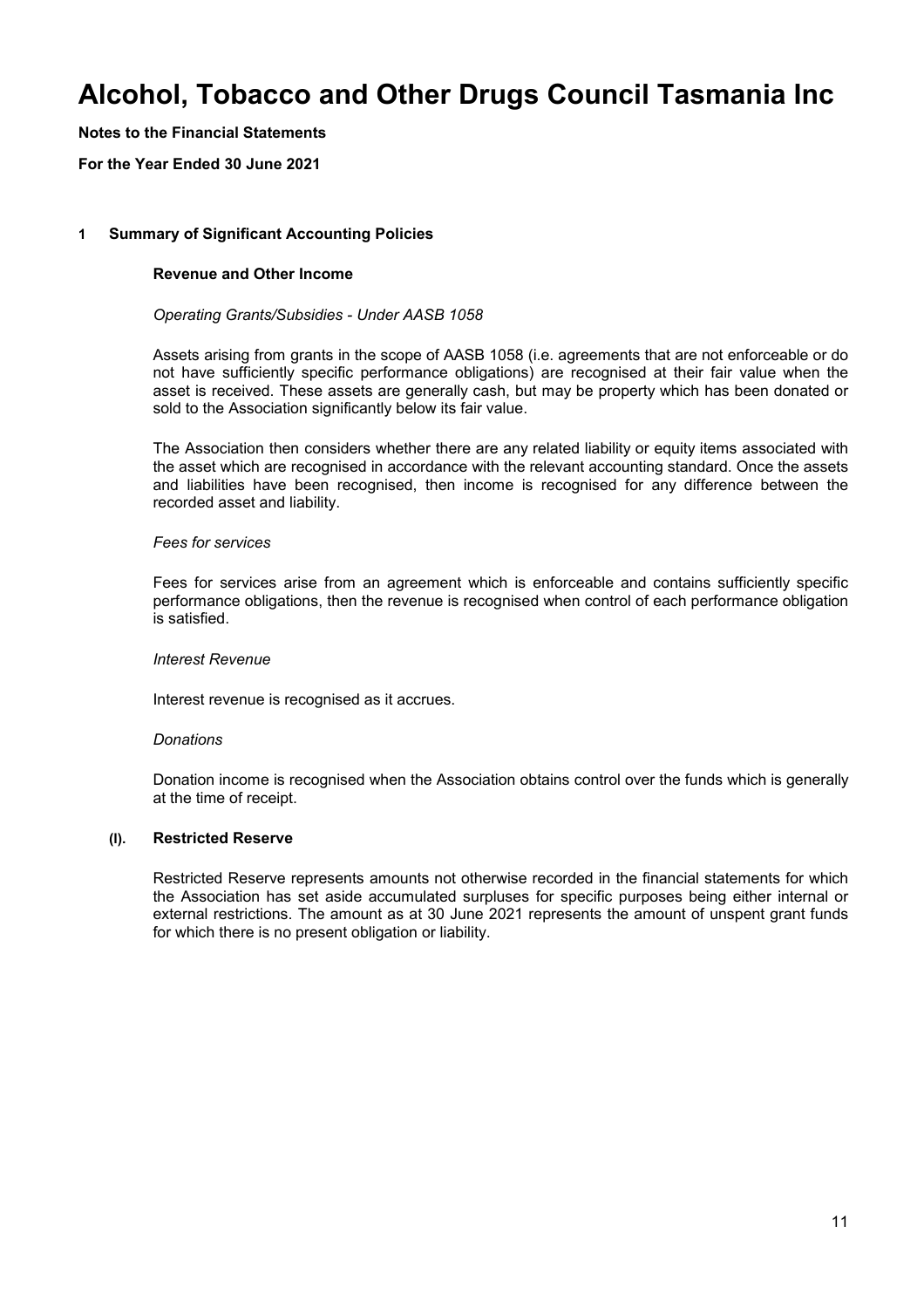# Alcohol, Tobacco and Other Drugs Council Tasmania Inc

**Notes to the Financial Statements**

**For the Year Ended 30 June 2021**

## 1 Summary of Significant Accounting Policies

### Revenue and Other Income

*Operating Grants/Subsidies - Under AASB 1058*

Assets arising from grants in the scope of AASB 1058 (i.e. agreements that are not enforceable or do not have sufficiently specific performance obligations) are recognised at their fair value when the asset is received. These assets are generally cash, but may be property which has been donated or sold to the Association significantly below its fair value.

The Association then considers whether there are any related liability or equity items associated with the asset which are recognised in accordance with the relevant accounting standard. Once the assets and liabilities have been recognised, then income is recognised for any difference between the recorded asset and liability.

*Fees for services*

Fees for services arise from an agreement which is enforceable and contains sufficiently specific performance obligations, then the revenue is recognised when control of each performance obligation is satisfied.

*Interest Revenue*

Interest revenue is recognised as it accrues.

*Donations*

Donation income is recognised when the Association obtains control over the funds which is generally at the time of receipt.

### (l). Restricted Reserve

Restricted Reserve represents amounts not otherwise recorded in the financial statements for which the Association has set aside accumulated surpluses for specific purposes being either internal or external restrictions. The amount as at 30 June 2021 represents the amount of unspent grant funds for which there is no present obligation or liability.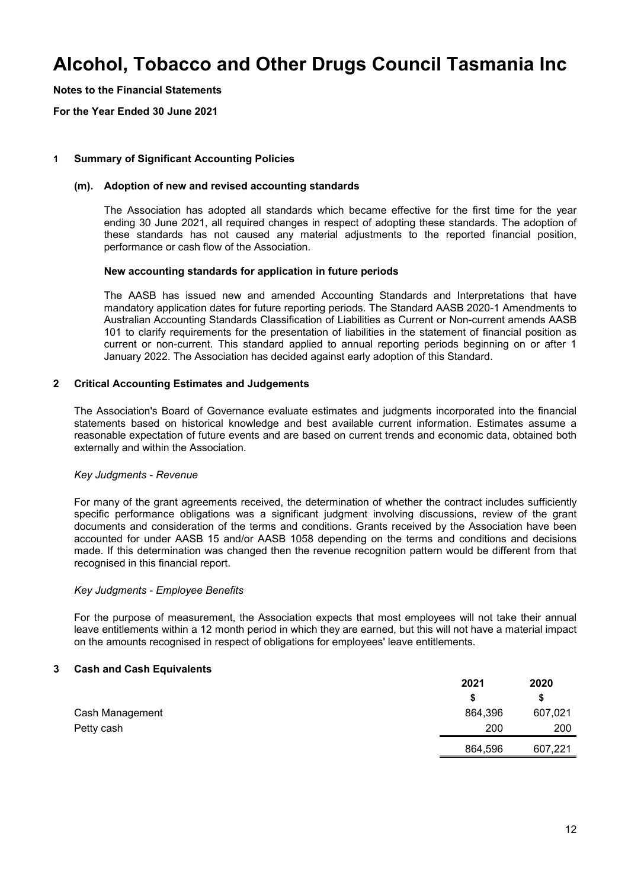# Alcohol, Tobacco and Other Drugs Council Tasmania Inc

**Notes to the Financial Statements**

**For the Year Ended 30 June 2021**

## 1 Summary of Significant Accounting Policies

### (m). Adoption of new and revised accounting standards

The Association has adopted all standards which became effective for the first time for the year ending 30 June 2021, all required changes in respect of adopting these standards. The adoption of these standards has not caused any material adjustments to the reported financial position, performance or cash flow of the Association.

**New accounting standards for application in future periods**

The AASB has issued new and amended Accounting Standards and Interpretations that have mandatory application dates for future reporting periods. The Standard AASB 2020-1 Amendments to Australian Accounting Standards Classification of Liabilities as Current or Non-current amends AASB 101 to clarify requirements for the presentation of liabilities in the statement of financial position as current or non-current. This standard applied to annual reporting periods beginning on or after 1 January 2022. The Association has decided against early adoption of this Standard.

## 2 Critical Accounting Estimates and Judgements

The Association's Board of Governance evaluate estimates and judgments incorporated into the financial statements based on historical knowledge and best available current information. Estimates assume a reasonable expectation of future events and are based on current trends and economic data, obtained both externally and within the Association.

*Key Judgments - Revenue*

For many of the grant agreements received, the determination of whether the contract includes sufficiently specific performance obligations was a significant judgment involving discussions, review of the grant documents and consideration of the terms and conditions. Grants received by the Association have been accounted for under AASB 15 and/or AASB 1058 depending on the terms and conditions and decisions made. If this determination was changed then the revenue recognition pattern would be different from that recognised in this financial report.

*Key Judgments - Employee Benefits*

For the purpose of measurement, the Association expects that most employees will not take their annual leave entitlements within a 12 month period in which they are earned, but this will not have a material impact on the amounts recognised in respect of obligations for employees' leave entitlements.

## 3 Cash and Cash Equivalents

| | 2021 | 2020 |
|---|---|---|
| | $ | $ |
| Cash Management | 864,396 | 607,021 |
| Petty cash | 200 | 200 |
| | 864,596 | 607,221 |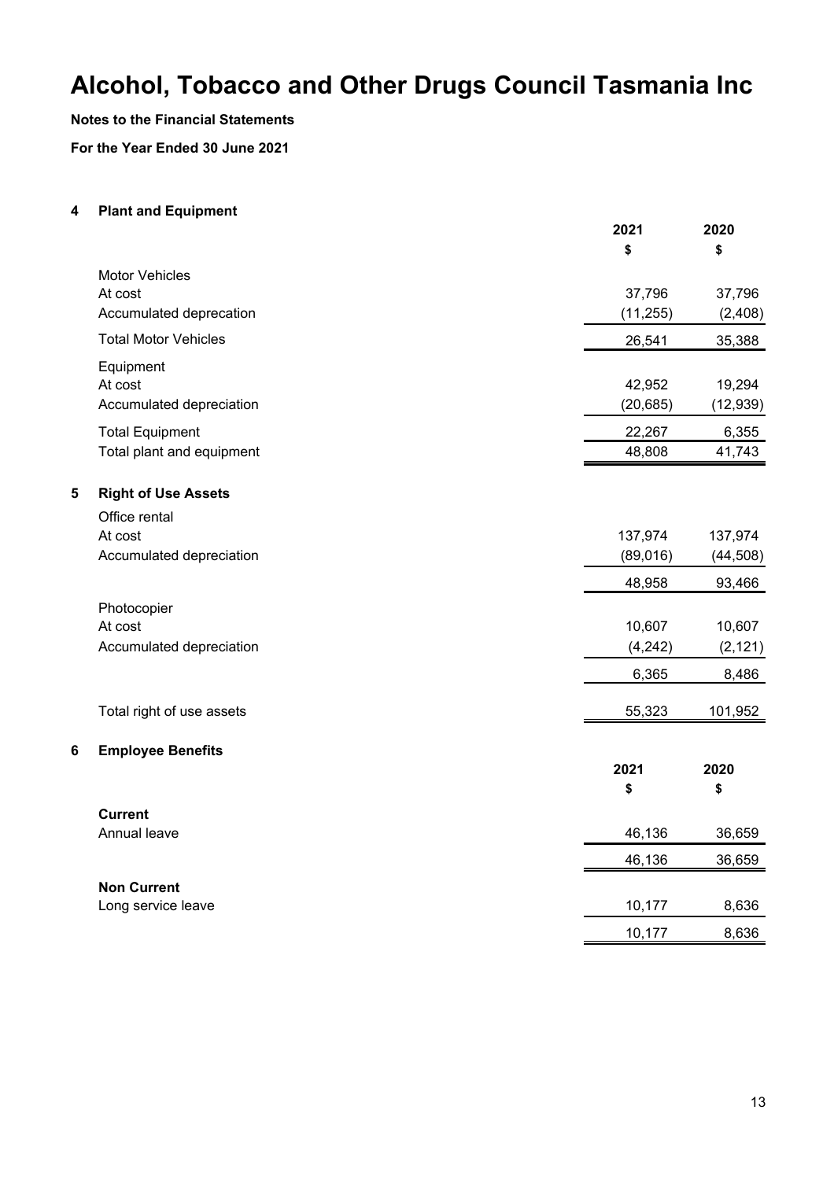# Alcohol, Tobacco and Other Drugs Council Tasmania Inc

**Notes to the Financial Statements**

**For the Year Ended 30 June 2021**

## 4 Plant and Equipment

| | 2021 | 2020 |
|---|---|---|
| | $ | $ |
| Motor Vehicles | | |
| At cost | 37,796 | 37,796 |
| Accumulated deprecation | (11,255) | (2,408) |
| Total Motor Vehicles | 26,541 | 35,388 |
| Equipment | | |
| At cost | 42,952 | 19,294 |
| Accumulated depreciation | (20,685) | (12,939) |
| Total Equipment | 22,267 | 6,355 |
| Total plant and equipment | 48,808 | 41,743 |

## 5 Right of Use Assets

| | 2021 | 2020 |
|---|---|---|
| Office rental | | |
| At cost | 137,974 | 137,974 |
| Accumulated depreciation | (89,016) | (44,508) |
| | 48,958 | 93,466 |
| Photocopier | | |
| At cost | 10,607 | 10,607 |
| Accumulated depreciation | (4,242) | (2,121) |
| | 6,365 | 8,486 |
| Total right of use assets | 55,323 | 101,952 |

## 6 Employee Benefits

| | 2021 | 2020 |
|---|---|---|
| | $ | $ |
| **Current** | | |
| Annual leave | 46,136 | 36,659 |
| | 46,136 | 36,659 |
| **Non Current** | | |
| Long service leave | 10,177 | 8,636 |
| | 10,177 | 8,636 |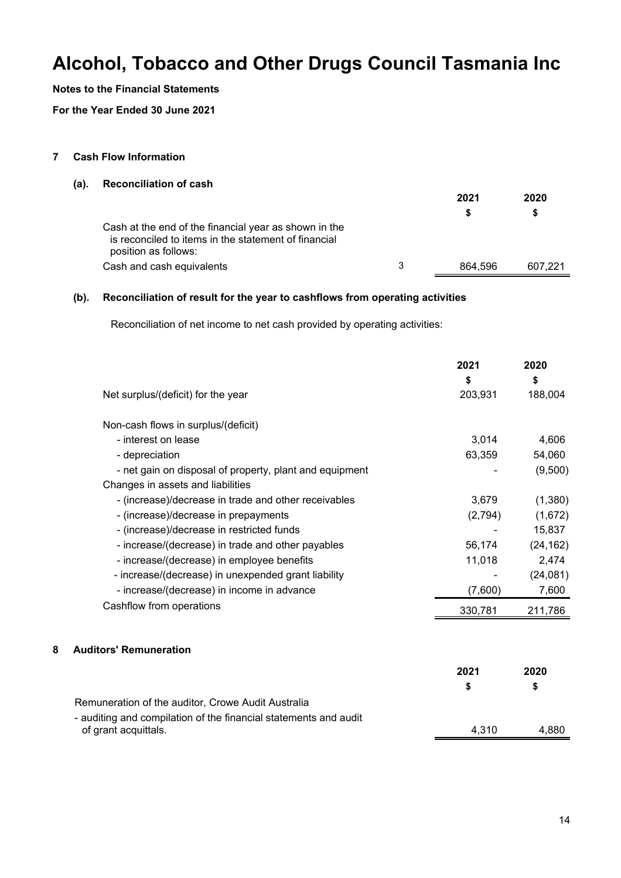# Alcohol, Tobacco and Other Drugs Council Tasmania Inc

**Notes to the Financial Statements**

**For the Year Ended 30 June 2021**

## 7 Cash Flow Information

### (a). Reconciliation of cash

| | | 2021 | 2020 |
|---|---|---|---|
| | | $ | $ |
| Cash at the end of the financial year as shown in the is reconciled to items in the statement of financial position as follows: | | | |
| Cash and cash equivalents | 3 | 864,596 | 607,221 |

### (b). Reconciliation of result for the year to cashflows from operating activities

Reconciliation of net income to net cash provided by operating activities:

| | 2021 | 2020 |
|---|---|---|
| | $ | $ |
| Net surplus/(deficit) for the year | 203,931 | 188,004 |
| Non-cash flows in surplus/(deficit) | | |
| - interest on lease | 3,014 | 4,606 |
| - depreciation | 63,359 | 54,060 |
| - net gain on disposal of property, plant and equipment | - | (9,500) |
| Changes in assets and liabilities | | |
| - (increase)/decrease in trade and other receivables | 3,679 | (1,380) |
| - (increase)/decrease in prepayments | (2,794) | (1,672) |
| - (increase)/decrease in restricted funds | - | 15,837 |
| - increase/(decrease) in trade and other payables | 56,174 | (24,162) |
| - increase/(decrease) in employee benefits | 11,018 | 2,474 |
| - increase/(decrease) in unexpended grant liability | - | (24,081) |
| - increase/(decrease) in income in advance | (7,600) | 7,600 |
| Cashflow from operations | 330,781 | 211,786 |

## 8 Auditors' Remuneration

| | 2021 | 2020 |
|---|---|---|
| | $ | $ |
| Remuneration of the auditor, Crowe Audit Australia | | |
| - auditing and compilation of the financial statements and audit of grant acquittals. | 4,310 | 4,880 |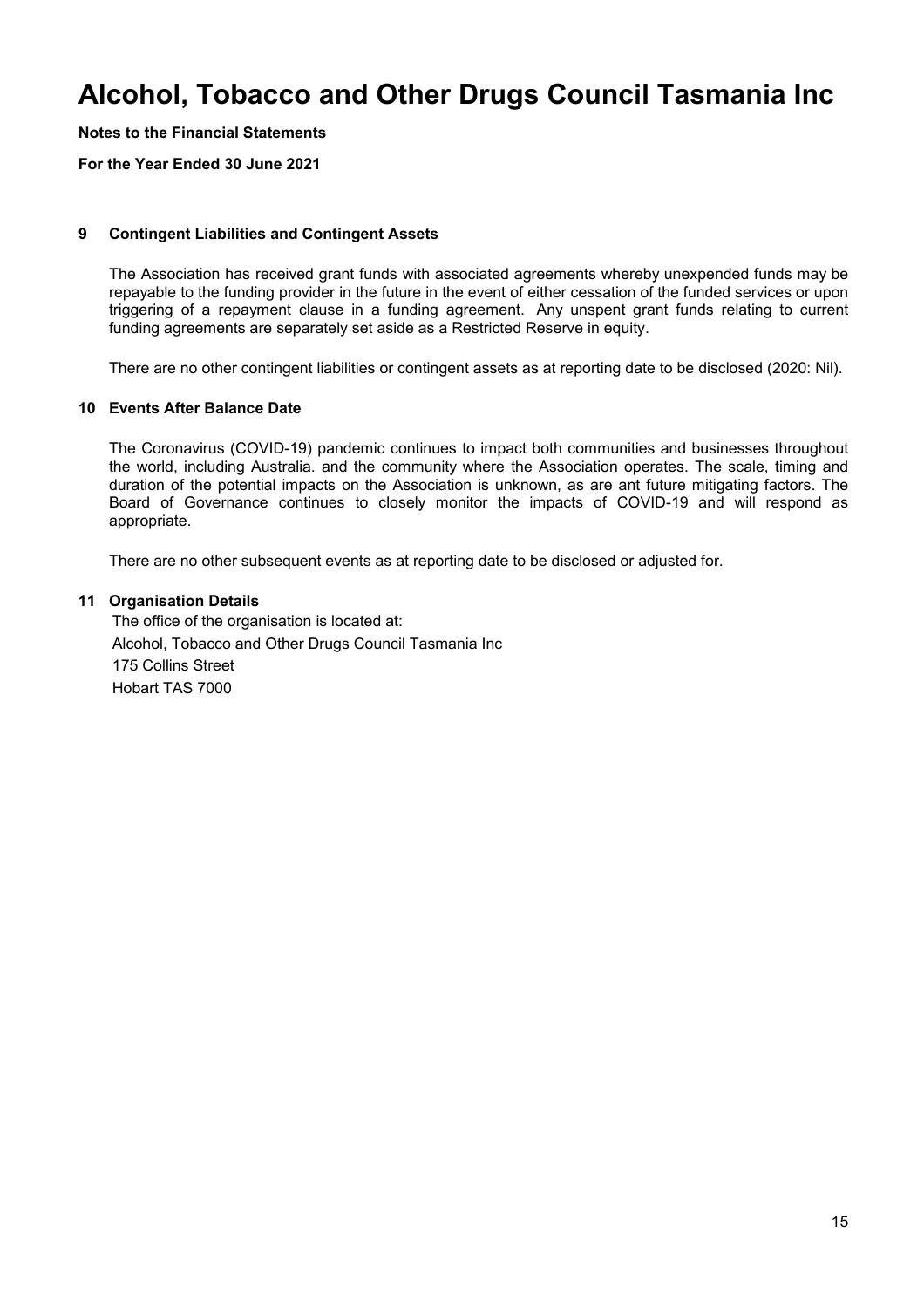# Alcohol, Tobacco and Other Drugs Council Tasmania Inc

**Notes to the Financial Statements**

**For the Year Ended 30 June 2021**

### 9 Contingent Liabilities and Contingent Assets

The Association has received grant funds with associated agreements whereby unexpended funds may be repayable to the funding provider in the future in the event of either cessation of the funded services or upon triggering of a repayment clause in a funding agreement. Any unspent grant funds relating to current funding agreements are separately set aside as a Restricted Reserve in equity.

There are no other contingent liabilities or contingent assets as at reporting date to be disclosed (2020: Nil).

### 10 Events After Balance Date

The Coronavirus (COVID-19) pandemic continues to impact both communities and businesses throughout the world, including Australia. and the community where the Association operates. The scale, timing and duration of the potential impacts on the Association is unknown, as are ant future mitigating factors. The Board of Governance continues to closely monitor the impacts of COVID-19 and will respond as appropriate.

There are no other subsequent events as at reporting date to be disclosed or adjusted for.

### 11 Organisation Details

The office of the organisation is located at:
Alcohol, Tobacco and Other Drugs Council Tasmania Inc
175 Collins Street
Hobart TAS 7000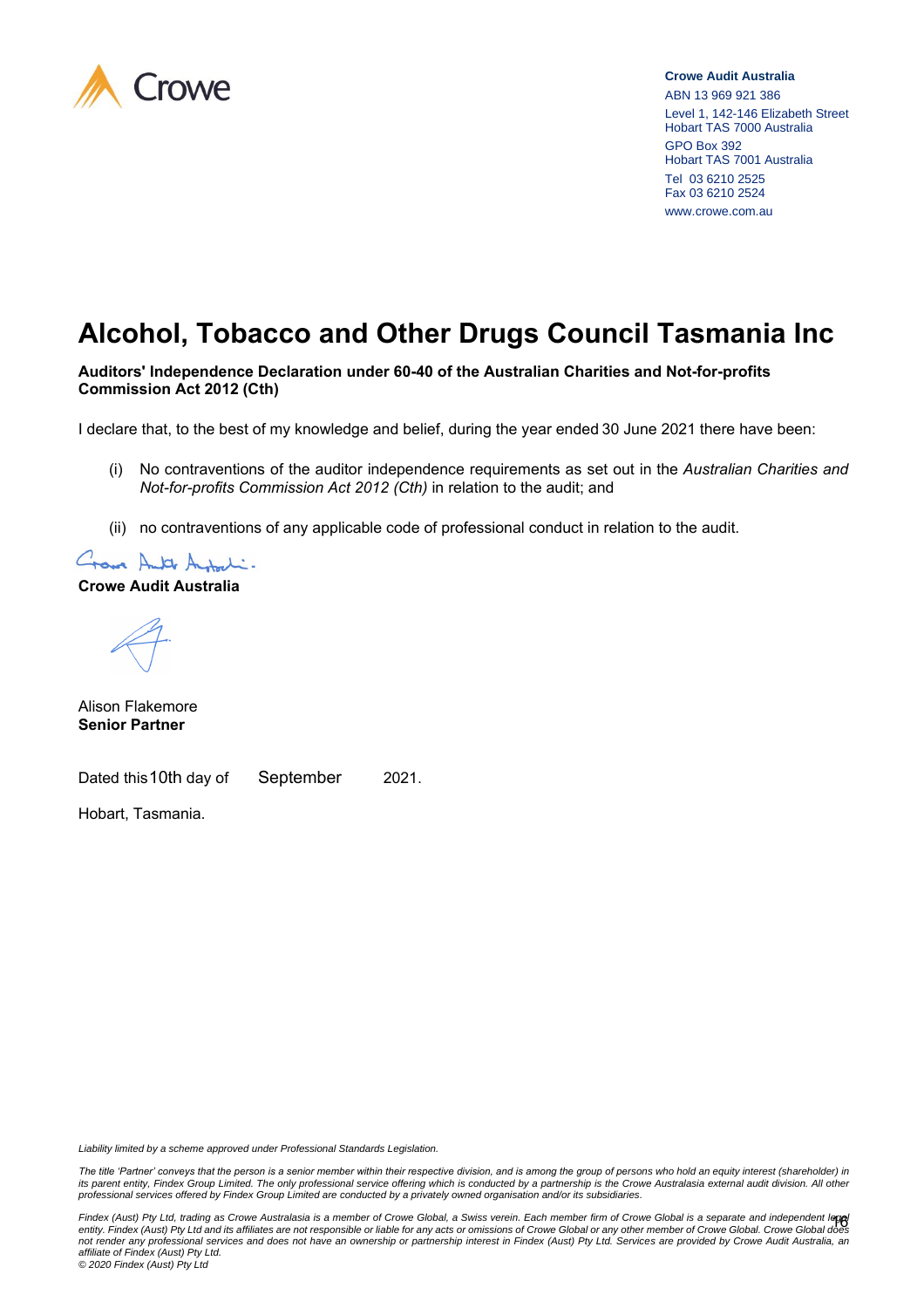Crowe

**Crowe Audit Australia**
ABN 13 969 921 386
Level 1, 142-146 Elizabeth Street
Hobart TAS 7000 Australia
GPO Box 392
Hobart TAS 7001 Australia
Tel 03 6210 2525
Fax 03 6210 2524
www.crowe.com.au

# Alcohol, Tobacco and Other Drugs Council Tasmania Inc

**Auditors' Independence Declaration under 60-40 of the Australian Charities and Not-for-profits Commission Act 2012 (Cth)**

I declare that, to the best of my knowledge and belief, during the year ended 30 June 2021 there have been:

(i) No contraventions of the auditor independence requirements as set out in the *Australian Charities and Not-for-profits Commission Act 2012 (Cth)* in relation to the audit; and

(ii) no contraventions of any applicable code of professional conduct in relation to the audit.

**Crowe Audit Australia**

Alison Flakemore
**Senior Partner**

Dated this 10th day of September 2021.

Hobart, Tasmania.

*Liability limited by a scheme approved under Professional Standards Legislation.*

*The title 'Partner' conveys that the person is a senior member within their respective division, and is among the group of persons who hold an equity interest (shareholder) in its parent entity, Findex Group Limited. The only professional service offering which is conducted by a partnership is the Crowe Australasia external audit division. All other professional services offered by Findex Group Limited are conducted by a privately owned organisation and/or its subsidiaries.*

*Findex (Aust) Pty Ltd, trading as Crowe Australasia is a member of Crowe Global, a Swiss verein. Each member firm of Crowe Global is a separate and independent legal entity. Findex (Aust) Pty Ltd and its affiliates are not responsible or liable for any acts or omissions of Crowe Global or any other member of Crowe Global. Crowe Global does not render any professional services and does not have an ownership or partnership interest in Findex (Aust) Pty Ltd. Services are provided by Crowe Audit Australia, an affiliate of Findex (Aust) Pty Ltd.*
*© 2020 Findex (Aust) Pty Ltd*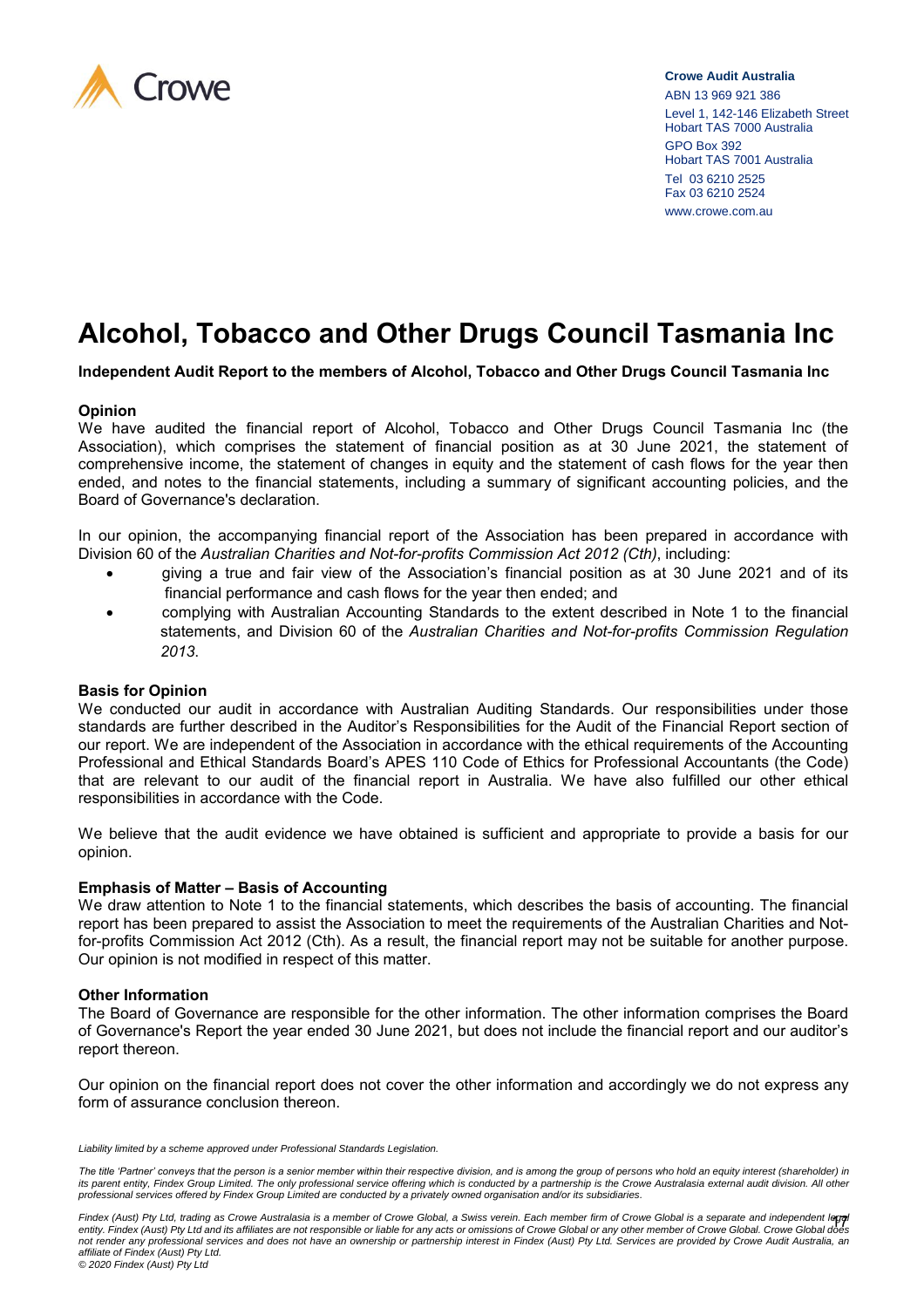Crowe

**Crowe Audit Australia**
ABN 13 969 921 386
Level 1, 142-146 Elizabeth Street
Hobart TAS 7000 Australia
GPO Box 392
Hobart TAS 7001 Australia
Tel 03 6210 2525
Fax 03 6210 2524
www.crowe.com.au

# Alcohol, Tobacco and Other Drugs Council Tasmania Inc

**Independent Audit Report to the members of Alcohol, Tobacco and Other Drugs Council Tasmania Inc**

### Opinion

We have audited the financial report of Alcohol, Tobacco and Other Drugs Council Tasmania Inc (the Association), which comprises the statement of financial position as at 30 June 2021, the statement of comprehensive income, the statement of changes in equity and the statement of cash flows for the year then ended, and notes to the financial statements, including a summary of significant accounting policies, and the Board of Governance's declaration.

In our opinion, the accompanying financial report of the Association has been prepared in accordance with Division 60 of the *Australian Charities and Not-for-profits Commission Act 2012 (Cth)*, including:

- giving a true and fair view of the Association's financial position as at 30 June 2021 and of its financial performance and cash flows for the year then ended; and
- complying with Australian Accounting Standards to the extent described in Note 1 to the financial statements, and Division 60 of the *Australian Charities and Not-for-profits Commission Regulation 2013.*

### Basis for Opinion

We conducted our audit in accordance with Australian Auditing Standards. Our responsibilities under those standards are further described in the Auditor's Responsibilities for the Audit of the Financial Report section of our report. We are independent of the Association in accordance with the ethical requirements of the Accounting Professional and Ethical Standards Board's APES 110 Code of Ethics for Professional Accountants (the Code) that are relevant to our audit of the financial report in Australia. We have also fulfilled our other ethical responsibilities in accordance with the Code.

We believe that the audit evidence we have obtained is sufficient and appropriate to provide a basis for our opinion.

### Emphasis of Matter – Basis of Accounting

We draw attention to Note 1 to the financial statements, which describes the basis of accounting. The financial report has been prepared to assist the Association to meet the requirements of the Australian Charities and Not-for-profits Commission Act 2012 (Cth). As a result, the financial report may not be suitable for another purpose. Our opinion is not modified in respect of this matter.

### Other Information

The Board of Governance are responsible for the other information. The other information comprises the Board of Governance's Report the year ended 30 June 2021, but does not include the financial report and our auditor's report thereon.

Our opinion on the financial report does not cover the other information and accordingly we do not express any form of assurance conclusion thereon.

*Liability limited by a scheme approved under Professional Standards Legislation.*

*The title 'Partner' conveys that the person is a senior member within their respective division, and is among the group of persons who hold an equity interest (shareholder) in its parent entity, Findex Group Limited. The only professional service offering which is conducted by a partnership is the Crowe Australasia external audit division. All other professional services offered by Findex Group Limited are conducted by a privately owned organisation and/or its subsidiaries.*

*Findex (Aust) Pty Ltd, trading as Crowe Australasia is a member of Crowe Global, a Swiss verein. Each member firm of Crowe Global is a separate and independent legal entity. Findex (Aust) Pty Ltd and its affiliates are not responsible or liable for any acts or omissions of Crowe Global or any other member of Crowe Global. Crowe Global does not render any professional services and does not have an ownership or partnership interest in Findex (Aust) Pty Ltd. Services are provided by Crowe Audit Australia, an affiliate of Findex (Aust) Pty Ltd.*
*© 2020 Findex (Aust) Pty Ltd*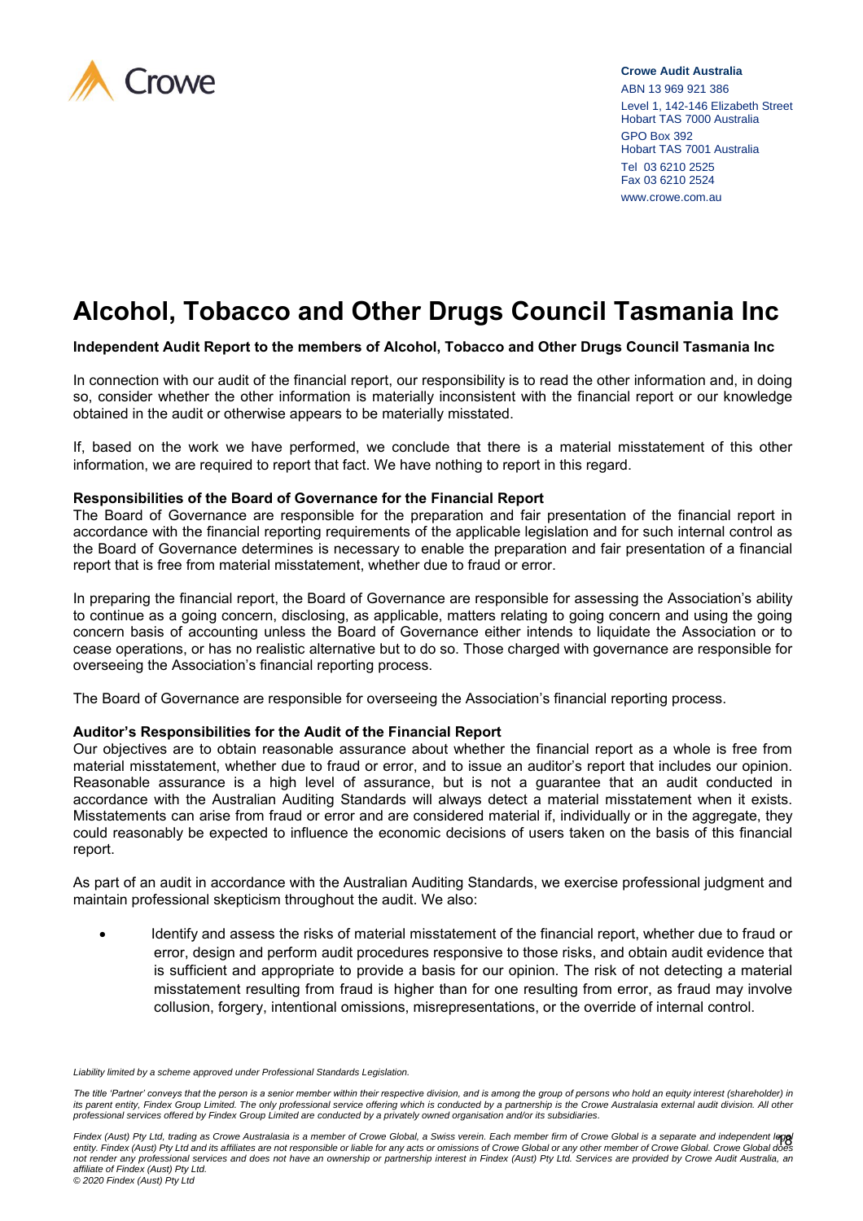Crowe Audit Australia
ABN 13 969 921 386
Level 1, 142-146 Elizabeth Street
Hobart TAS 7000 Australia
GPO Box 392
Hobart TAS 7001 Australia
Tel 03 6210 2525
Fax 03 6210 2524
www.crowe.com.au

# Alcohol, Tobacco and Other Drugs Council Tasmania Inc

**Independent Audit Report to the members of Alcohol, Tobacco and Other Drugs Council Tasmania Inc**

In connection with our audit of the financial report, our responsibility is to read the other information and, in doing so, consider whether the other information is materially inconsistent with the financial report or our knowledge obtained in the audit or otherwise appears to be materially misstated.

If, based on the work we have performed, we conclude that there is a material misstatement of this other information, we are required to report that fact. We have nothing to report in this regard.

**Responsibilities of the Board of Governance for the Financial Report**

The Board of Governance are responsible for the preparation and fair presentation of the financial report in accordance with the financial reporting requirements of the applicable legislation and for such internal control as the Board of Governance determines is necessary to enable the preparation and fair presentation of a financial report that is free from material misstatement, whether due to fraud or error.

In preparing the financial report, the Board of Governance are responsible for assessing the Association's ability to continue as a going concern, disclosing, as applicable, matters relating to going concern and using the going concern basis of accounting unless the Board of Governance either intends to liquidate the Association or to cease operations, or has no realistic alternative but to do so. Those charged with governance are responsible for overseeing the Association's financial reporting process.

The Board of Governance are responsible for overseeing the Association's financial reporting process.

**Auditor's Responsibilities for the Audit of the Financial Report**

Our objectives are to obtain reasonable assurance about whether the financial report as a whole is free from material misstatement, whether due to fraud or error, and to issue an auditor's report that includes our opinion. Reasonable assurance is a high level of assurance, but is not a guarantee that an audit conducted in accordance with the Australian Auditing Standards will always detect a material misstatement when it exists. Misstatements can arise from fraud or error and are considered material if, individually or in the aggregate, they could reasonably be expected to influence the economic decisions of users taken on the basis of this financial report.

As part of an audit in accordance with the Australian Auditing Standards, we exercise professional judgment and maintain professional skepticism throughout the audit. We also:

- Identify and assess the risks of material misstatement of the financial report, whether due to fraud or error, design and perform audit procedures responsive to those risks, and obtain audit evidence that is sufficient and appropriate to provide a basis for our opinion. The risk of not detecting a material misstatement resulting from fraud is higher than for one resulting from error, as fraud may involve collusion, forgery, intentional omissions, misrepresentations, or the override of internal control.

*Liability limited by a scheme approved under Professional Standards Legislation.*

*The title 'Partner' conveys that the person is a senior member within their respective division, and is among the group of persons who hold an equity interest (shareholder) in its parent entity, Findex Group Limited. The only professional service offering which is conducted by a partnership is the Crowe Australasia external audit division. All other professional services offered by Findex Group Limited are conducted by a privately owned organisation and/or its subsidiaries.*

*Findex (Aust) Pty Ltd, trading as Crowe Australasia is a member of Crowe Global, a Swiss verein. Each member firm of Crowe Global is a separate and independent legal entity. Findex (Aust) Pty Ltd and its affiliates are not responsible or liable for any acts or omissions of Crowe Global or any other member of Crowe Global. Crowe Global does not render any professional services and does not have an ownership or partnership interest in Findex (Aust) Pty Ltd. Services are provided by Crowe Audit Australia, an affiliate of Findex (Aust) Pty Ltd.*
*© 2020 Findex (Aust) Pty Ltd*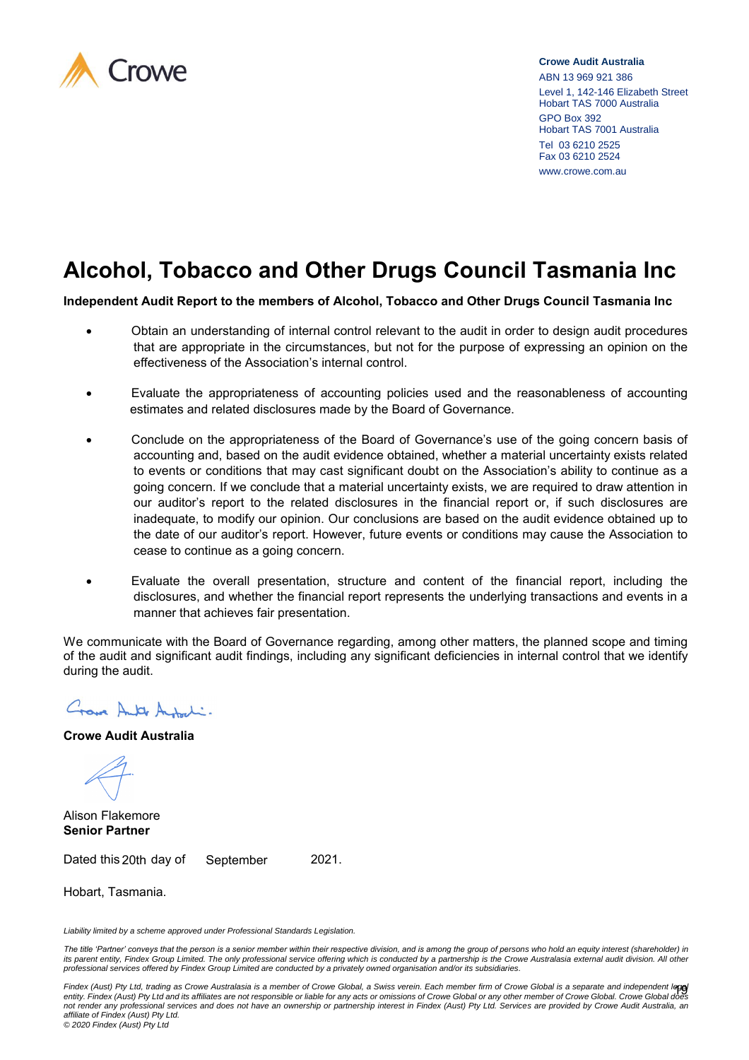**Crowe Audit Australia**
ABN 13 969 921 386
Level 1, 142-146 Elizabeth Street
Hobart TAS 7000 Australia
GPO Box 392
Hobart TAS 7001 Australia
Tel 03 6210 2525
Fax 03 6210 2524
www.crowe.com.au

# Alcohol, Tobacco and Other Drugs Council Tasmania Inc

**Independent Audit Report to the members of Alcohol, Tobacco and Other Drugs Council Tasmania Inc**

- Obtain an understanding of internal control relevant to the audit in order to design audit procedures that are appropriate in the circumstances, but not for the purpose of expressing an opinion on the effectiveness of the Association's internal control.
- Evaluate the appropriateness of accounting policies used and the reasonableness of accounting estimates and related disclosures made by the Board of Governance.
- Conclude on the appropriateness of the Board of Governance's use of the going concern basis of accounting and, based on the audit evidence obtained, whether a material uncertainty exists related to events or conditions that may cast significant doubt on the Association's ability to continue as a going concern. If we conclude that a material uncertainty exists, we are required to draw attention in our auditor's report to the related disclosures in the financial report or, if such disclosures are inadequate, to modify our opinion. Our conclusions are based on the audit evidence obtained up to the date of our auditor's report. However, future events or conditions may cause the Association to cease to continue as a going concern.
- Evaluate the overall presentation, structure and content of the financial report, including the disclosures, and whether the financial report represents the underlying transactions and events in a manner that achieves fair presentation.

We communicate with the Board of Governance regarding, among other matters, the planned scope and timing of the audit and significant audit findings, including any significant deficiencies in internal control that we identify during the audit.

Crowe Audit Australia.

**Crowe Audit Australia**

Alison Flakemore
**Senior Partner**

Dated this 20th day of September 2021.

Hobart, Tasmania.

*Liability limited by a scheme approved under Professional Standards Legislation.*

*The title 'Partner' conveys that the person is a senior member within their respective division, and is among the group of persons who hold an equity interest (shareholder) in its parent entity, Findex Group Limited. The only professional service offering which is conducted by a partnership is the Crowe Australasia external audit division. All other professional services offered by Findex Group Limited are conducted by a privately owned organisation and/or its subsidiaries.*

*Findex (Aust) Pty Ltd, trading as Crowe Australasia is a member of Crowe Global, a Swiss verein. Each member firm of Crowe Global is a separate and independent legal entity. Findex (Aust) Pty Ltd and its affiliates are not responsible or liable for any acts or omissions of Crowe Global or any other member of Crowe Global. Crowe Global does not render any professional services and does not have an ownership or partnership interest in Findex (Aust) Pty Ltd. Services are provided by Crowe Audit Australia, an affiliate of Findex (Aust) Pty Ltd.*
*© 2020 Findex (Aust) Pty Ltd*